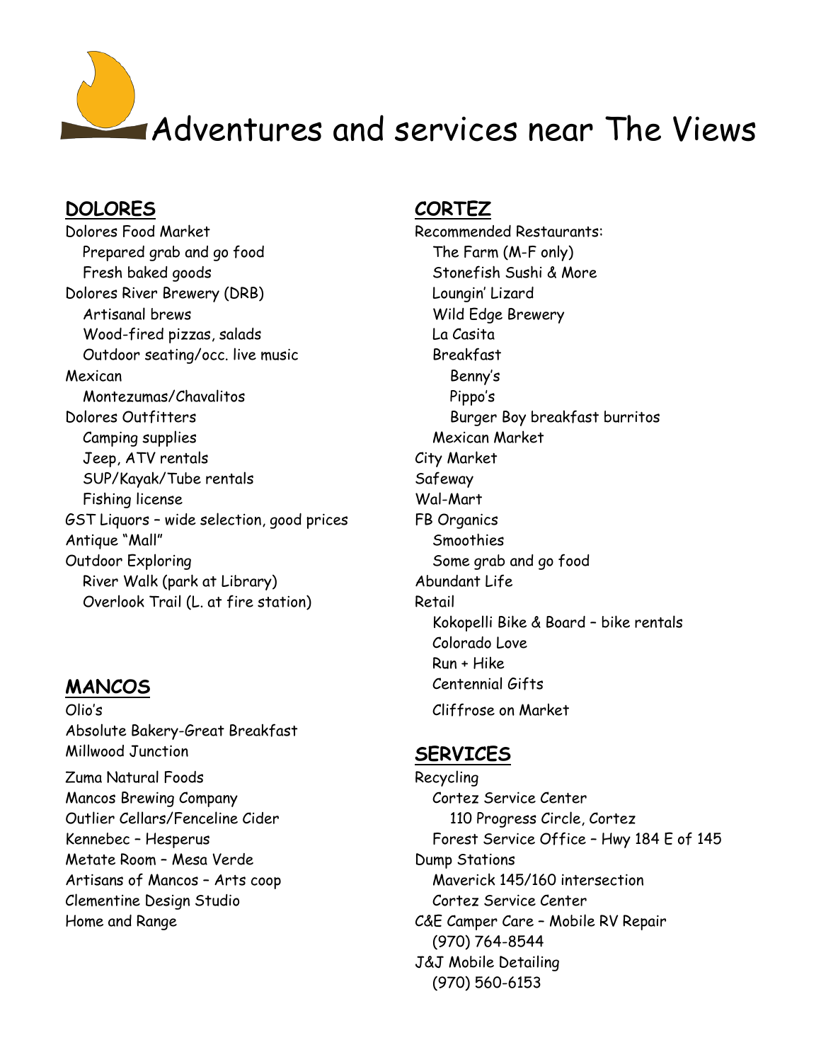# Adventures and services near The Views

## DOLORES

Dolores Food Market
- Prepared grab and go food
- Fresh baked goods

Dolores River Brewery (DRB)
- Artisanal brews
- Wood-fired pizzas, salads
- Outdoor seating/occ. live music

Mexican
- Montezumas/Chavalitos

Dolores Outfitters
- Camping supplies
- Jeep, ATV rentals
- SUP/Kayak/Tube rentals
- Fishing license

GST Liquors – wide selection, good prices

Antique "Mall"

Outdoor Exploring
- River Walk (park at Library)
- Overlook Trail (L. at fire station)

## MANCOS

Olio's

Absolute Bakery-Great Breakfast

Millwood Junction

Zuma Natural Foods

Mancos Brewing Company

Outlier Cellars/Fenceline Cider

Kennebec – Hesperus

Metate Room – Mesa Verde

Artisans of Mancos – Arts coop

Clementine Design Studio

Home and Range

## CORTEZ

Recommended Restaurants:
- The Farm (M-F only)
- Stonefish Sushi & More
- Loungin' Lizard
- Wild Edge Brewery
- La Casita
- Breakfast
  - Benny's
  - Pippo's
  - Burger Boy breakfast burritos
- Mexican Market

City Market

Safeway

Wal-Mart

FB Organics
- Smoothies
- Some grab and go food

Abundant Life

Retail
- Kokopelli Bike & Board – bike rentals
- Colorado Love
- Run + Hike
- Centennial Gifts
- Cliffrose on Market

## SERVICES

Recycling
- Cortez Service Center
  - 110 Progress Circle, Cortez
- Forest Service Office – Hwy 184 E of 145

Dump Stations
- Maverick 145/160 intersection
- Cortez Service Center

C&E Camper Care – Mobile RV Repair
- (970) 764-8544

J&J Mobile Detailing
- (970) 560-6153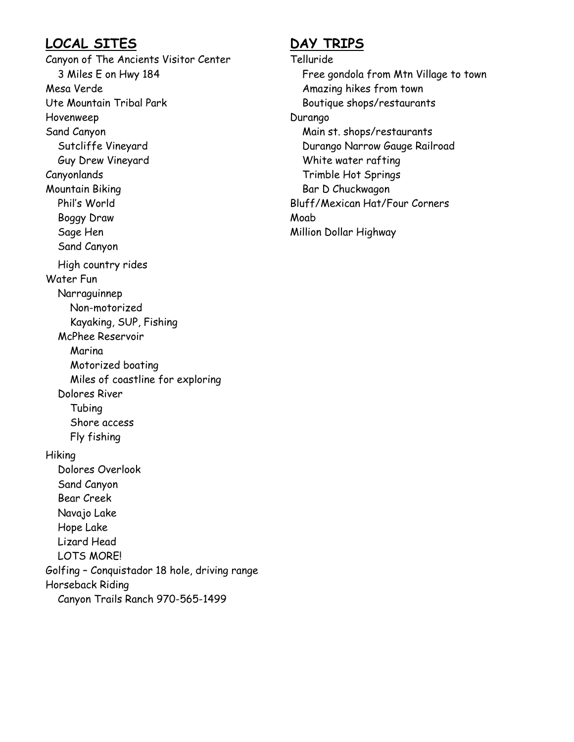## LOCAL SITES

- Canyon of The Ancients Visitor Center
  - 3 Miles E on Hwy 184
- Mesa Verde
- Ute Mountain Tribal Park
- Hovenweep
- Sand Canyon
  - Sutcliffe Vineyard
  - Guy Drew Vineyard
- Canyonlands
- Mountain Biking
  - Phil's World
  - Boggy Draw
  - Sage Hen
  - Sand Canyon
  - High country rides
- Water Fun
  - Narraguinnep
    - Non-motorized
    - Kayaking, SUP, Fishing
  - McPhee Reservoir
    - Marina
    - Motorized boating
    - Miles of coastline for exploring
  - Dolores River
    - Tubing
    - Shore access
    - Fly fishing
- Hiking
  - Dolores Overlook
  - Sand Canyon
  - Bear Creek
  - Navajo Lake
  - Hope Lake
  - Lizard Head
  - LOTS MORE!
- Golfing – Conquistador 18 hole, driving range
- Horseback Riding
  - Canyon Trails Ranch 970-565-1499

## DAY TRIPS

- Telluride
  - Free gondola from Mtn Village to town
  - Amazing hikes from town
  - Boutique shops/restaurants
- Durango
  - Main st. shops/restaurants
  - Durango Narrow Gauge Railroad
  - White water rafting
  - Trimble Hot Springs
  - Bar D Chuckwagon
- Bluff/Mexican Hat/Four Corners
- Moab
- Million Dollar Highway